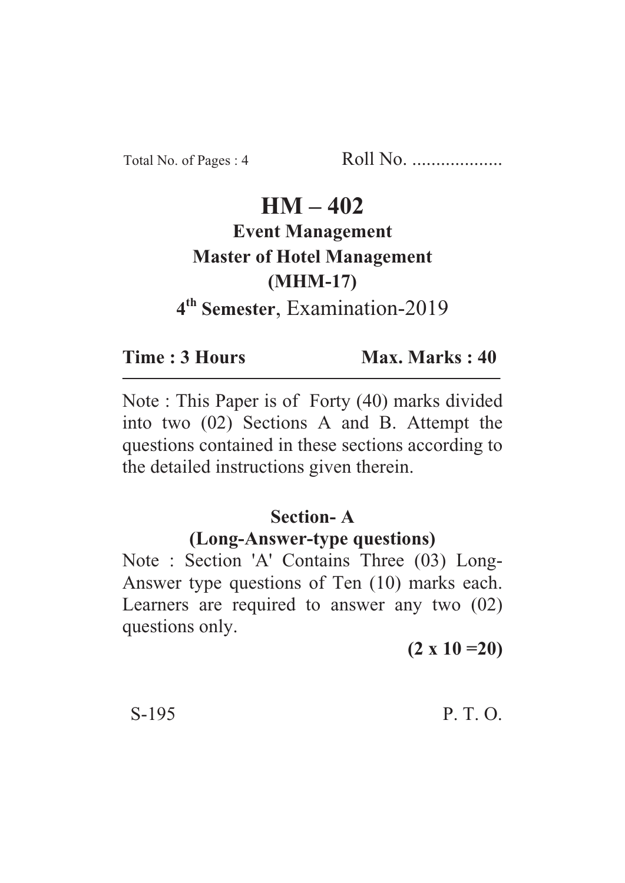Total No. of Pages : 4 Roll No. ...................

# HM – 402

## Event Management

## Master of Hotel Management

## (MHM-17)

**4th Semester**, Examination-2019

**Time : 3 Hours** **Max. Marks : 40**

---

Note : This Paper is of Forty (40) marks divided into two (02) Sections A and B. Attempt the questions contained in these sections according to the detailed instructions given therein.

### Section- A

### (Long-Answer-type questions)

Note : Section 'A' Contains Three (03) Long-Answer type questions of Ten (10) marks each. Learners are required to answer any two (02) questions only.

**(2 x 10 =20)**

S-195 P. T. O.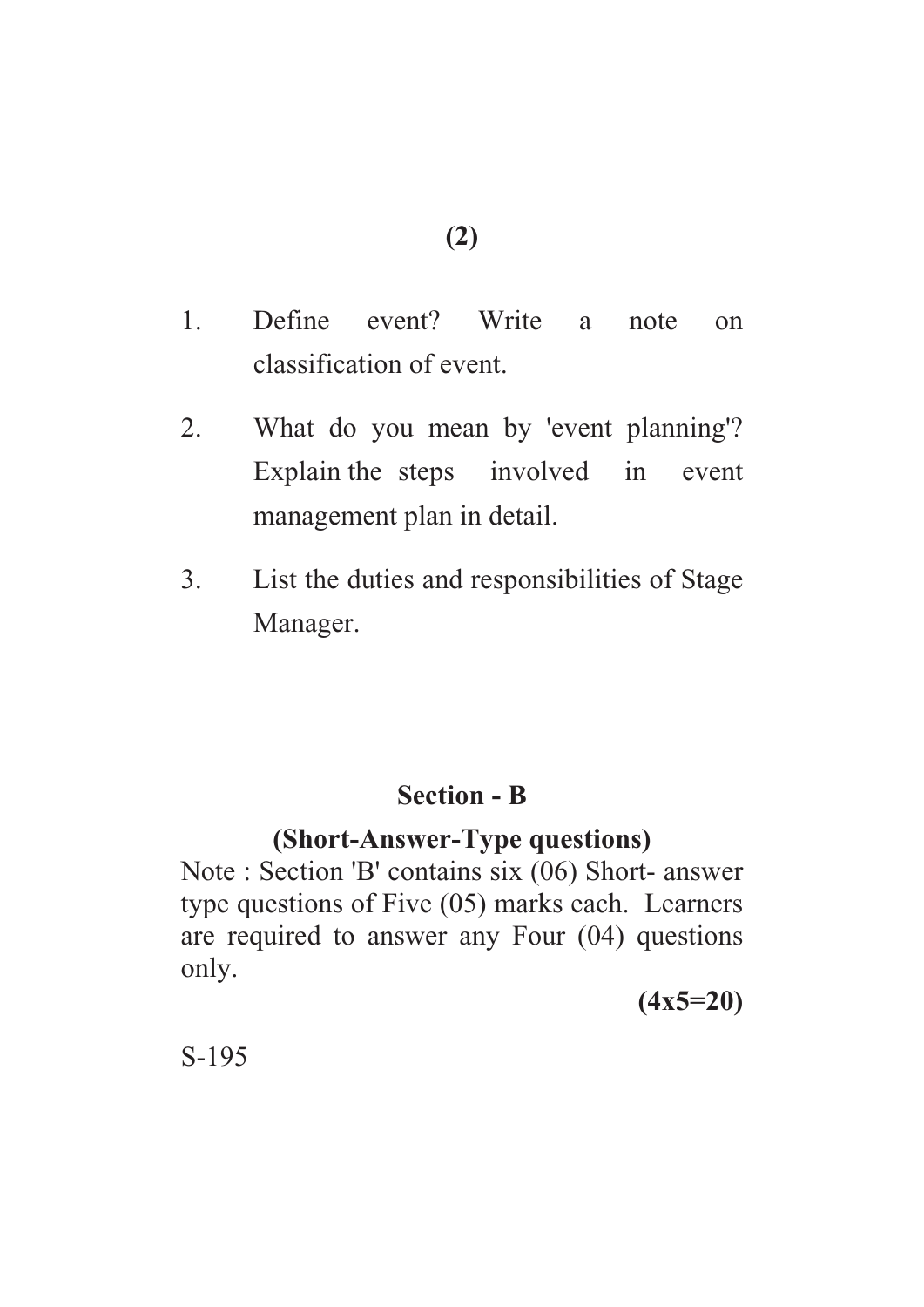1. Define event? Write a note on classification of event.

2. What do you mean by 'event planning'? Explain the steps involved in event management plan in detail.

3. List the duties and responsibilities of Stage Manager.

## Section - B

### (Short-Answer-Type questions)

Note : Section 'B' contains six (06) Short- answer type questions of Five (05) marks each. Learners are required to answer any Four (04) questions only.

**(4x5=20)**

S-195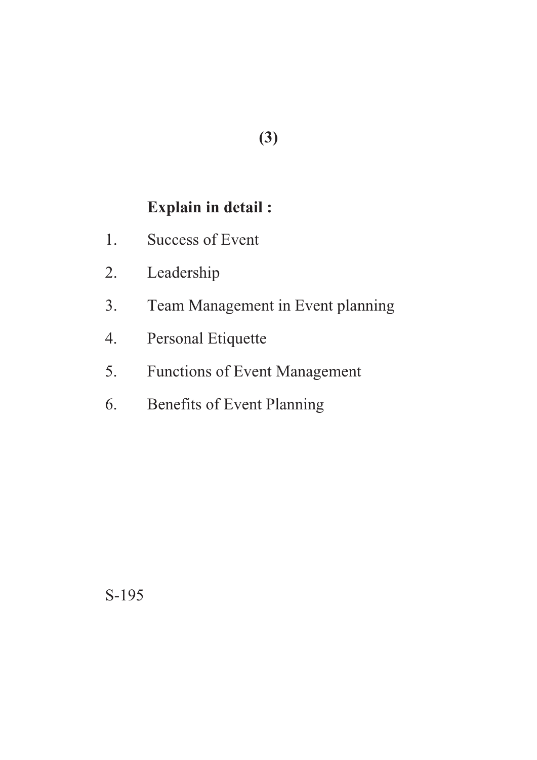**Explain in detail :**

1. Success of Event
2. Leadership
3. Team Management in Event planning
4. Personal Etiquette
5. Functions of Event Management
6. Benefits of Event Planning

S-195